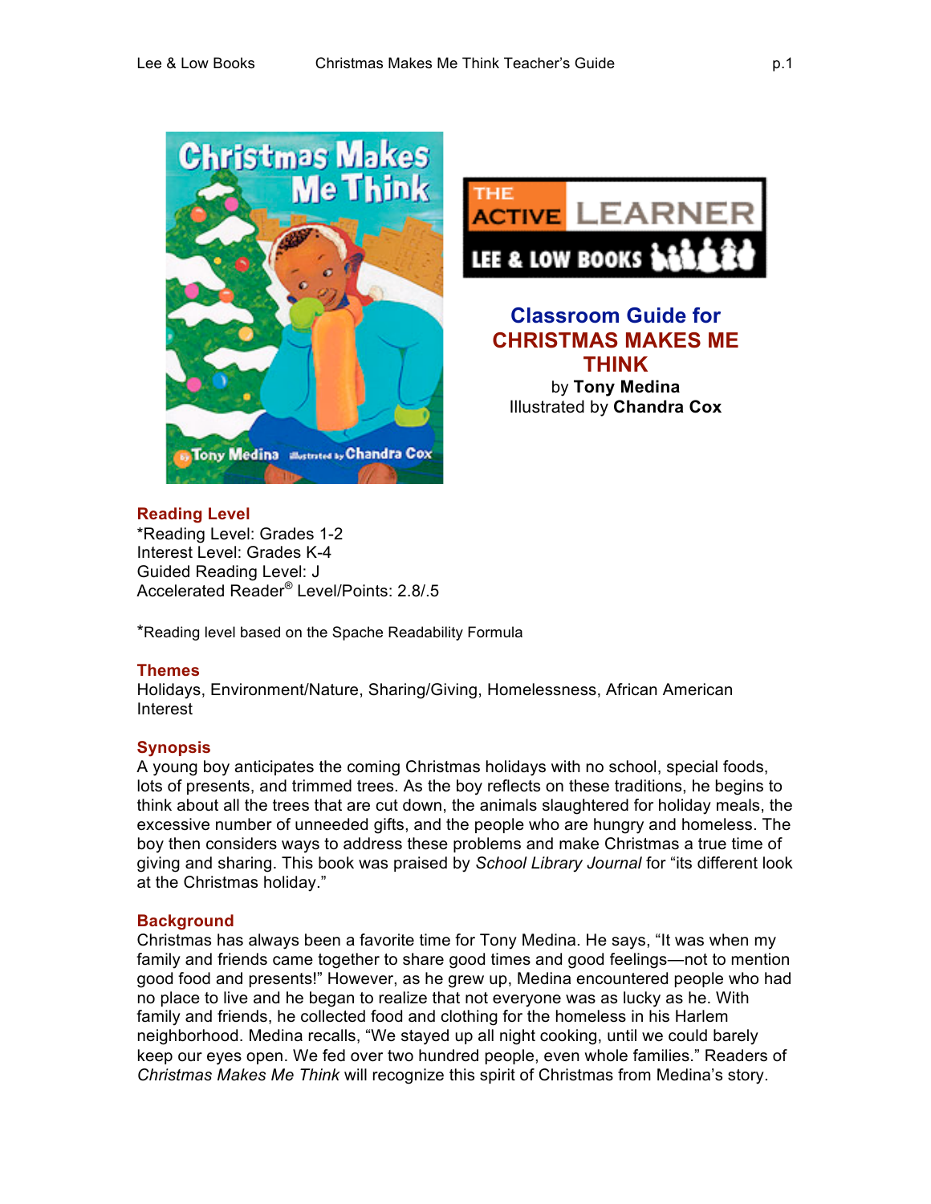# Classroom Guide for CHRISTMAS MAKES ME THINK

by **Tony Medina**
Illustrated by **Chandra Cox**

## Reading Level

*Reading Level: Grades 1-2
Interest Level: Grades K-4
Guided Reading Level: J
Accelerated Reader® Level/Points: 2.8/.5

*Reading level based on the Spache Readability Formula

## Themes

Holidays, Environment/Nature, Sharing/Giving, Homelessness, African American Interest

## Synopsis

A young boy anticipates the coming Christmas holidays with no school, special foods, lots of presents, and trimmed trees. As the boy reflects on these traditions, he begins to think about all the trees that are cut down, the animals slaughtered for holiday meals, the excessive number of unneeded gifts, and the people who are hungry and homeless. The boy then considers ways to address these problems and make Christmas a true time of giving and sharing. This book was praised by *School Library Journal* for "its different look at the Christmas holiday."

## Background

Christmas has always been a favorite time for Tony Medina. He says, "It was when my family and friends came together to share good times and good feelings—not to mention good food and presents!" However, as he grew up, Medina encountered people who had no place to live and he began to realize that not everyone was as lucky as he. With family and friends, he collected food and clothing for the homeless in his Harlem neighborhood. Medina recalls, "We stayed up all night cooking, until we could barely keep our eyes open. We fed over two hundred people, even whole families." Readers of *Christmas Makes Me Think* will recognize this spirit of Christmas from Medina's story.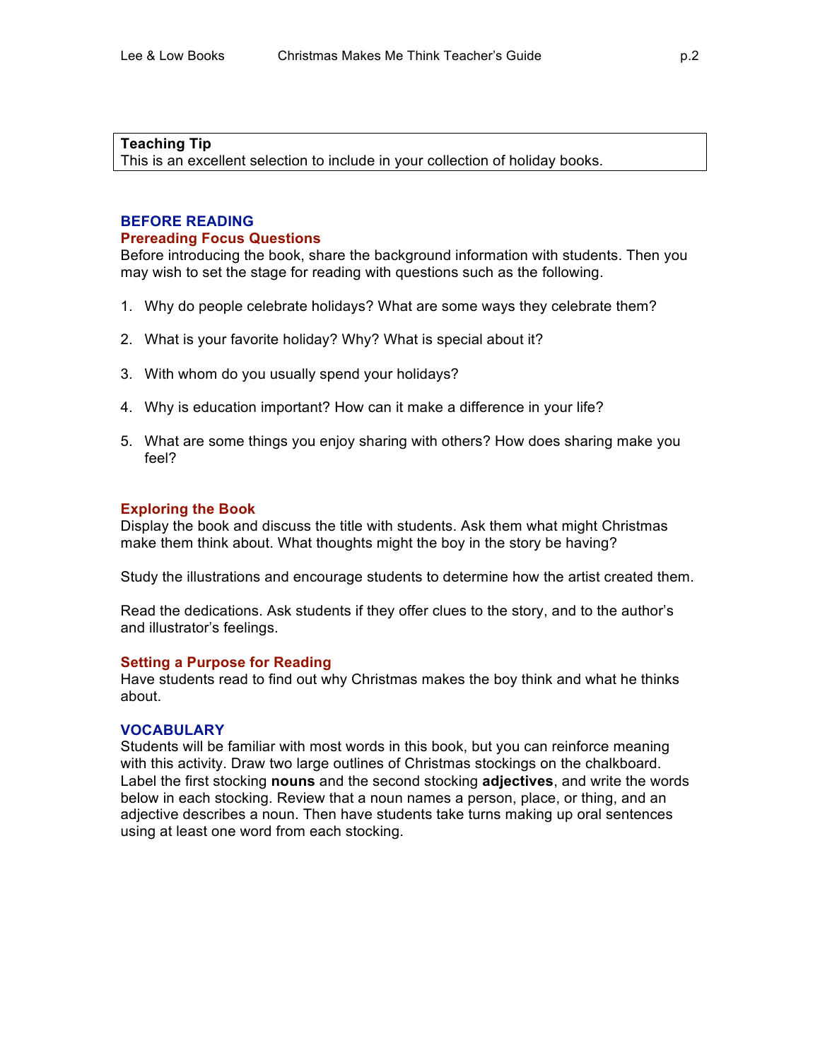**Teaching Tip**
This is an excellent selection to include in your collection of holiday books.

## BEFORE READING

### Prereading Focus Questions

Before introducing the book, share the background information with students. Then you may wish to set the stage for reading with questions such as the following.

1. Why do people celebrate holidays? What are some ways they celebrate them?

2. What is your favorite holiday? Why? What is special about it?

3. With whom do you usually spend your holidays?

4. Why is education important? How can it make a difference in your life?

5. What are some things you enjoy sharing with others? How does sharing make you feel?

### Exploring the Book

Display the book and discuss the title with students. Ask them what might Christmas make them think about. What thoughts might the boy in the story be having?

Study the illustrations and encourage students to determine how the artist created them.

Read the dedications. Ask students if they offer clues to the story, and to the author's and illustrator's feelings.

### Setting a Purpose for Reading

Have students read to find out why Christmas makes the boy think and what he thinks about.

## VOCABULARY

Students will be familiar with most words in this book, but you can reinforce meaning with this activity. Draw two large outlines of Christmas stockings on the chalkboard. Label the first stocking **nouns** and the second stocking **adjectives**, and write the words below in each stocking. Review that a noun names a person, place, or thing, and an adjective describes a noun. Then have students take turns making up oral sentences using at least one word from each stocking.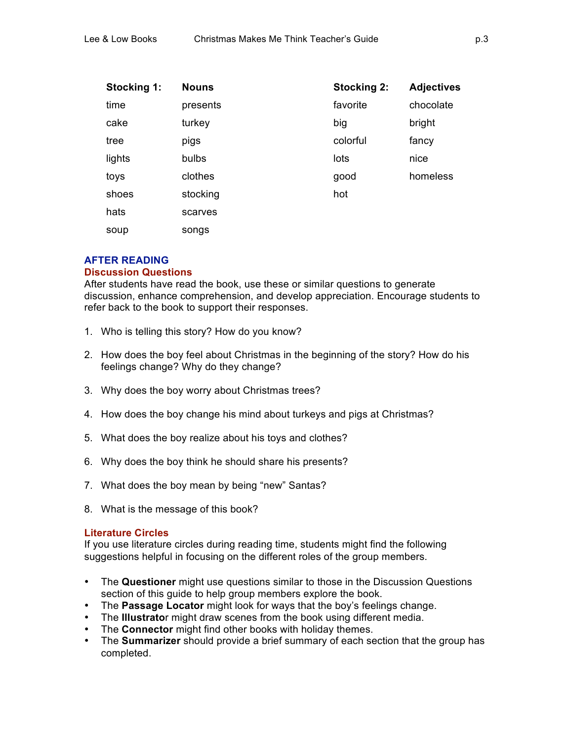| Stocking 1: | Nouns | Stocking 2: | Adjectives |
|---|---|---|---|
| time | presents | favorite | chocolate |
| cake | turkey | big | bright |
| tree | pigs | colorful | fancy |
| lights | bulbs | lots | nice |
| toys | clothes | good | homeless |
| shoes | stocking | hot | |
| hats | scarves | | |
| soup | songs | | |

## AFTER READING

### Discussion Questions

After students have read the book, use these or similar questions to generate discussion, enhance comprehension, and develop appreciation. Encourage students to refer back to the book to support their responses.

1. Who is telling this story? How do you know?
2. How does the boy feel about Christmas in the beginning of the story? How do his feelings change? Why do they change?
3. Why does the boy worry about Christmas trees?
4. How does the boy change his mind about turkeys and pigs at Christmas?
5. What does the boy realize about his toys and clothes?
6. Why does the boy think he should share his presents?
7. What does the boy mean by being "new" Santas?
8. What is the message of this book?

### Literature Circles

If you use literature circles during reading time, students might find the following suggestions helpful in focusing on the different roles of the group members.

- The **Questioner** might use questions similar to those in the Discussion Questions section of this guide to help group members explore the book.
- The **Passage Locator** might look for ways that the boy's feelings change.
- The **Illustrator** might draw scenes from the book using different media.
- The **Connector** might find other books with holiday themes.
- The **Summarizer** should provide a brief summary of each section that the group has completed.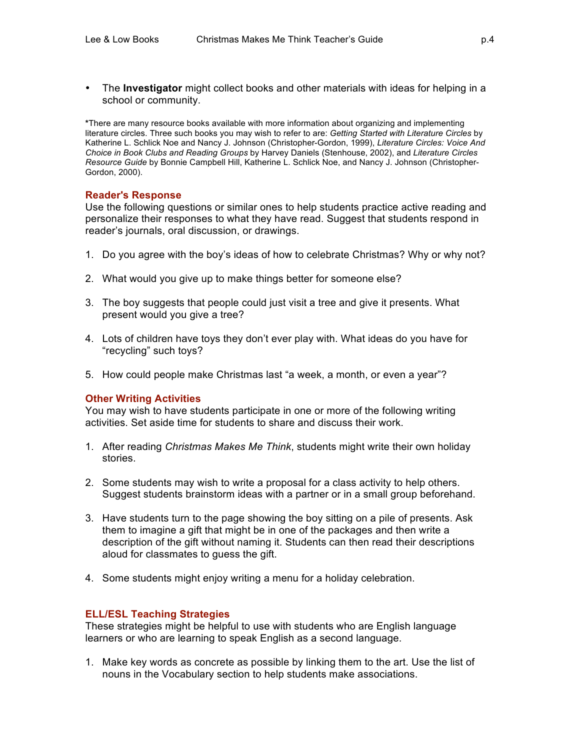- The **Investigator** might collect books and other materials with ideas for helping in a school or community.

***There are many resource books available with more information about organizing and implementing literature circles. Three such books you may wish to refer to are: *Getting Started with Literature Circles* by Katherine L. Schlick Noe and Nancy J. Johnson (Christopher-Gordon, 1999), *Literature Circles: Voice And Choice in Book Clubs and Reading Groups* by Harvey Daniels (Stenhouse, 2002), and *Literature Circles Resource Guide* by Bonnie Campbell Hill, Katherine L. Schlick Noe, and Nancy J. Johnson (Christopher-Gordon, 2000).

## Reader's Response

Use the following questions or similar ones to help students practice active reading and personalize their responses to what they have read. Suggest that students respond in reader's journals, oral discussion, or drawings.

1. Do you agree with the boy's ideas of how to celebrate Christmas? Why or why not?
2. What would you give up to make things better for someone else?
3. The boy suggests that people could just visit a tree and give it presents. What present would you give a tree?
4. Lots of children have toys they don't ever play with. What ideas do you have for "recycling" such toys?
5. How could people make Christmas last "a week, a month, or even a year"?

## Other Writing Activities

You may wish to have students participate in one or more of the following writing activities. Set aside time for students to share and discuss their work.

1. After reading *Christmas Makes Me Think*, students might write their own holiday stories.
2. Some students may wish to write a proposal for a class activity to help others. Suggest students brainstorm ideas with a partner or in a small group beforehand.
3. Have students turn to the page showing the boy sitting on a pile of presents. Ask them to imagine a gift that might be in one of the packages and then write a description of the gift without naming it. Students can then read their descriptions aloud for classmates to guess the gift.
4. Some students might enjoy writing a menu for a holiday celebration.

## ELL/ESL Teaching Strategies

These strategies might be helpful to use with students who are English language learners or who are learning to speak English as a second language.

1. Make key words as concrete as possible by linking them to the art. Use the list of nouns in the Vocabulary section to help students make associations.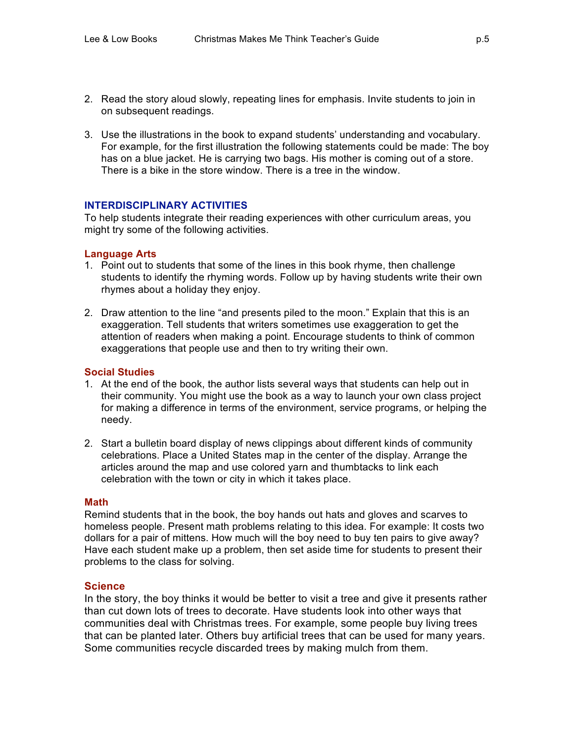2. Read the story aloud slowly, repeating lines for emphasis. Invite students to join in on subsequent readings.

3. Use the illustrations in the book to expand students' understanding and vocabulary. For example, for the first illustration the following statements could be made: The boy has on a blue jacket. He is carrying two bags. His mother is coming out of a store. There is a bike in the store window. There is a tree in the window.

## INTERDISCIPLINARY ACTIVITIES

To help students integrate their reading experiences with other curriculum areas, you might try some of the following activities.

### Language Arts

1. Point out to students that some of the lines in this book rhyme, then challenge students to identify the rhyming words. Follow up by having students write their own rhymes about a holiday they enjoy.

2. Draw attention to the line "and presents piled to the moon." Explain that this is an exaggeration. Tell students that writers sometimes use exaggeration to get the attention of readers when making a point. Encourage students to think of common exaggerations that people use and then to try writing their own.

### Social Studies

1. At the end of the book, the author lists several ways that students can help out in their community. You might use the book as a way to launch your own class project for making a difference in terms of the environment, service programs, or helping the needy.

2. Start a bulletin board display of news clippings about different kinds of community celebrations. Place a United States map in the center of the display. Arrange the articles around the map and use colored yarn and thumbtacks to link each celebration with the town or city in which it takes place.

### Math

Remind students that in the book, the boy hands out hats and gloves and scarves to homeless people. Present math problems relating to this idea. For example: It costs two dollars for a pair of mittens. How much will the boy need to buy ten pairs to give away? Have each student make up a problem, then set aside time for students to present their problems to the class for solving.

### Science

In the story, the boy thinks it would be better to visit a tree and give it presents rather than cut down lots of trees to decorate. Have students look into other ways that communities deal with Christmas trees. For example, some people buy living trees that can be planted later. Others buy artificial trees that can be used for many years. Some communities recycle discarded trees by making mulch from them.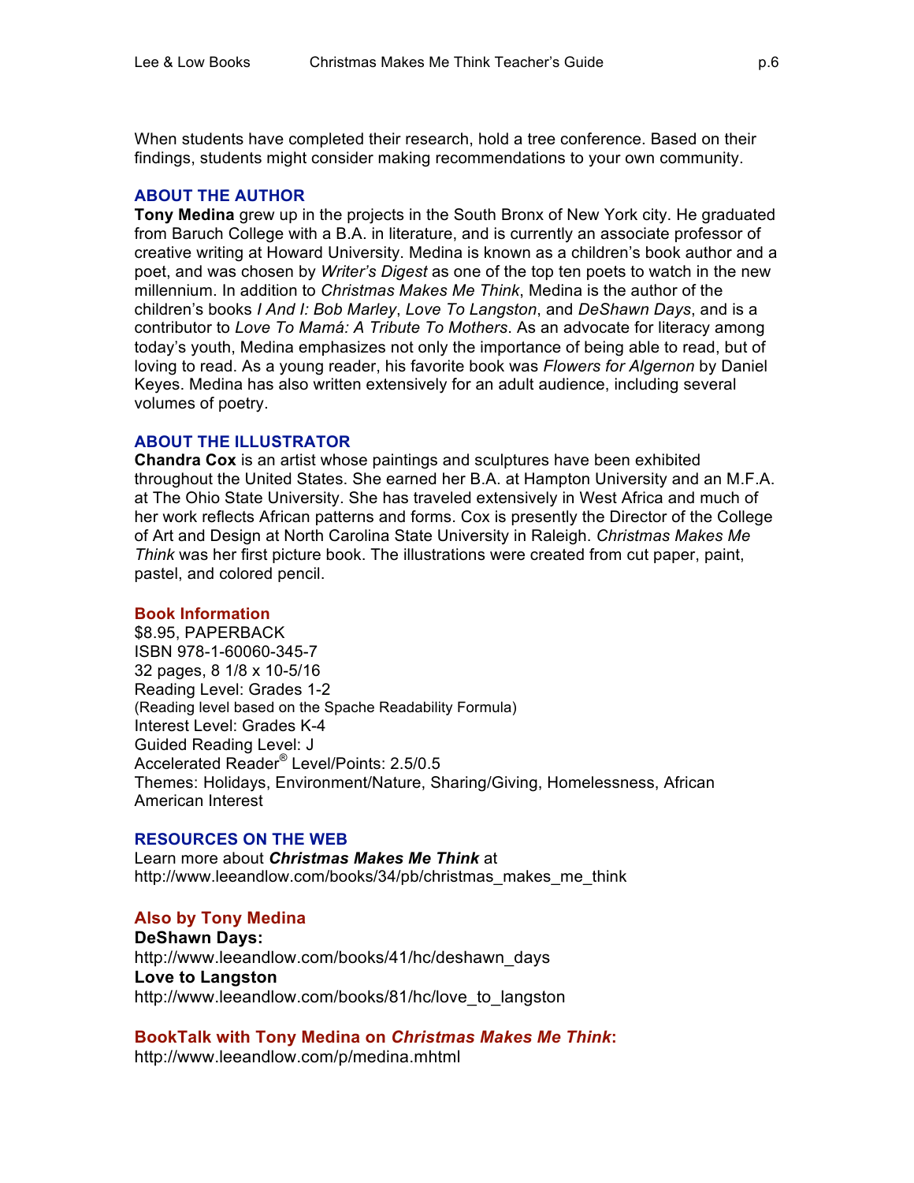When students have completed their research, hold a tree conference. Based on their findings, students might consider making recommendations to your own community.

## ABOUT THE AUTHOR

**Tony Medina** grew up in the projects in the South Bronx of New York city. He graduated from Baruch College with a B.A. in literature, and is currently an associate professor of creative writing at Howard University. Medina is known as a children's book author and a poet, and was chosen by *Writer's Digest* as one of the top ten poets to watch in the new millennium. In addition to *Christmas Makes Me Think*, Medina is the author of the children's books *I And I: Bob Marley*, *Love To Langston*, and *DeShawn Days*, and is a contributor to *Love To Mamá: A Tribute To Mothers*. As an advocate for literacy among today's youth, Medina emphasizes not only the importance of being able to read, but of loving to read. As a young reader, his favorite book was *Flowers for Algernon* by Daniel Keyes. Medina has also written extensively for an adult audience, including several volumes of poetry.

## ABOUT THE ILLUSTRATOR

**Chandra Cox** is an artist whose paintings and sculptures have been exhibited throughout the United States. She earned her B.A. at Hampton University and an M.F.A. at The Ohio State University. She has traveled extensively in West Africa and much of her work reflects African patterns and forms. Cox is presently the Director of the College of Art and Design at North Carolina State University in Raleigh. *Christmas Makes Me Think* was her first picture book. The illustrations were created from cut paper, paint, pastel, and colored pencil.

## Book Information

$8.95, PAPERBACK
ISBN 978-1-60060-345-7
32 pages, 8 1/8 x 10-5/16
Reading Level: Grades 1-2
(Reading level based on the Spache Readability Formula)
Interest Level: Grades K-4
Guided Reading Level: J
Accelerated Reader® Level/Points: 2.5/0.5
Themes: Holidays, Environment/Nature, Sharing/Giving, Homelessness, African American Interest

## RESOURCES ON THE WEB

Learn more about ***Christmas Makes Me Think*** at
http://www.leeandlow.com/books/34/pb/christmas_makes_me_think

## Also by Tony Medina

**DeShawn Days:**
http://www.leeandlow.com/books/41/hc/deshawn_days
**Love to Langston**
http://www.leeandlow.com/books/81/hc/love_to_langston

## BookTalk with Tony Medina on *Christmas Makes Me Think*:

http://www.leeandlow.com/p/medina.mhtml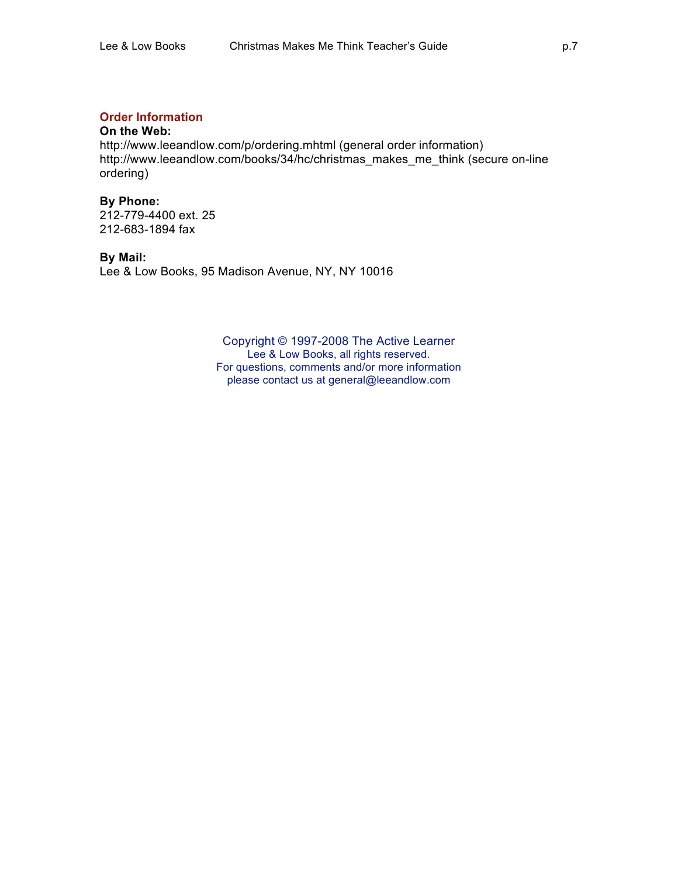## Order Information

**On the Web:**
http://www.leeandlow.com/p/ordering.mhtml (general order information)
http://www.leeandlow.com/books/34/hc/christmas_makes_me_think (secure on-line ordering)

**By Phone:**
212-779-4400 ext. 25
212-683-1894 fax

**By Mail:**
Lee & Low Books, 95 Madison Avenue, NY, NY 10016

Copyright © 1997-2008 The Active Learner
Lee & Low Books, all rights reserved.
For questions, comments and/or more information
please contact us at general@leeandlow.com